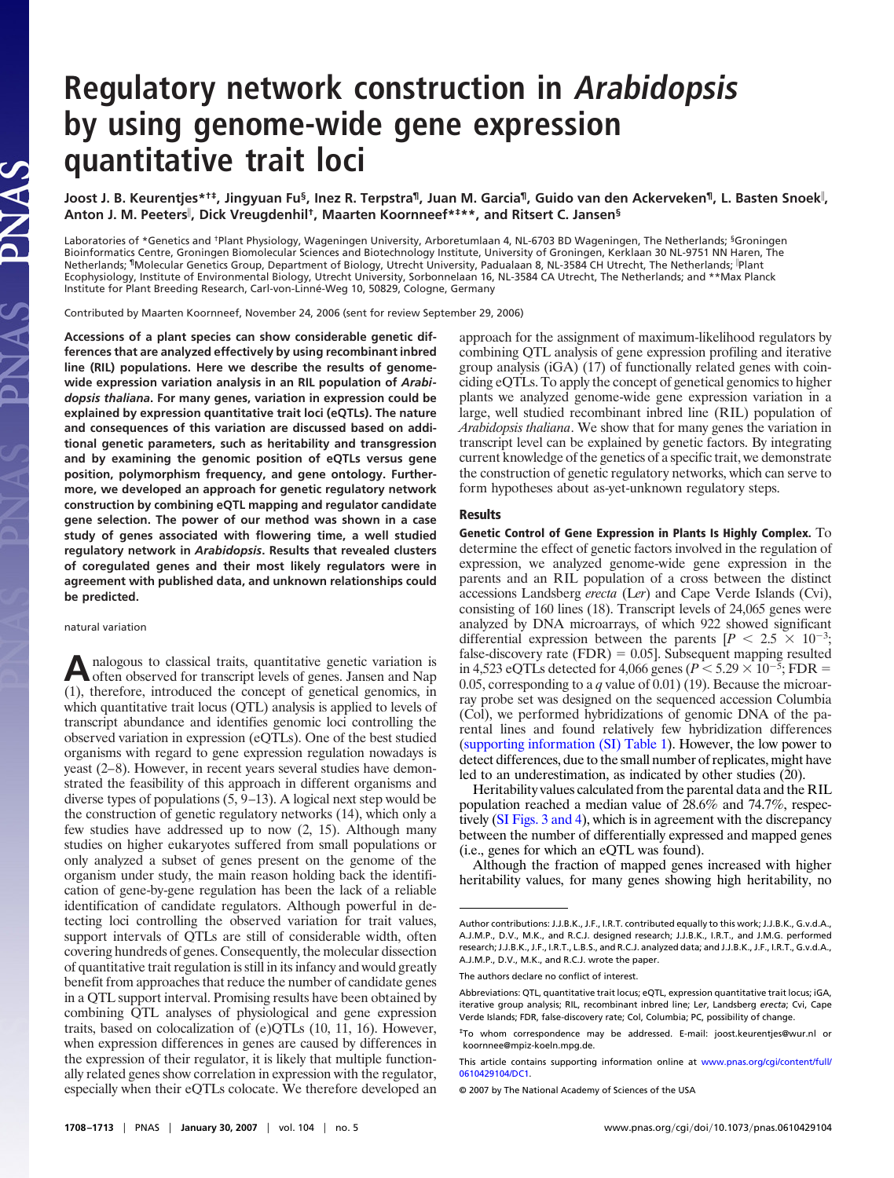# Regulatory network construction in *Arabidopsis* by using genome-wide gene expression quantitative trait loci

**Joost J. B. Keurentjes*†‡, Jingyuan Fu§, Inez R. Terpstra¶, Juan M. Garcia¶, Guido van den Ackerveken¶, L. Basten Snoek‖, Anton J. M. Peeters‖, Dick Vreugdenhil†, Maarten Koornneef*‡**, and Ritsert C. Jansen§**

Laboratories of *Genetics and †Plant Physiology, Wageningen University, Arboretumlaan 4, NL-6703 BD Wageningen, The Netherlands; §Groningen Bioinformatics Centre, Groningen Biomolecular Sciences and Biotechnology Institute, University of Groningen, Kerklaan 30 NL-9751 NN Haren, The Netherlands; ¶Molecular Genetics Group, Department of Biology, Utrecht University, Padualaan 8, NL-3584 CH Utrecht, The Netherlands; ‖Plant Ecophysiology, Institute of Environmental Biology, Utrecht University, Sorbonnelaan 16, NL-3584 CA Utrecht, The Netherlands; and **Max Planck Institute for Plant Breeding Research, Carl-von-Linné-Weg 10, 50829, Cologne, Germany

Contributed by Maarten Koornneef, November 24, 2006 (sent for review September 29, 2006)

**Accessions of a plant species can show considerable genetic differences that are analyzed effectively by using recombinant inbred line (RIL) populations. Here we describe the results of genome-wide expression variation analysis in an RIL population of *Arabidopsis thaliana*. For many genes, variation in expression could be explained by expression quantitative trait loci (eQTLs). The nature and consequences of this variation are discussed based on additional genetic parameters, such as heritability and transgression and by examining the genomic position of eQTLs versus gene position, polymorphism frequency, and gene ontology. Furthermore, we developed an approach for genetic regulatory network construction by combining eQTL mapping and regulator candidate gene selection. The power of our method was shown in a case study of genes associated with flowering time, a well studied regulatory network in *Arabidopsis*. Results that revealed clusters of coregulated genes and their most likely regulators were in agreement with published data, and unknown relationships could be predicted.**

natural variation

Analogous to classical traits, quantitative genetic variation is often observed for transcript levels of genes. Jansen and Nap (1), therefore, introduced the concept of genetical genomics, in which quantitative trait locus (QTL) analysis is applied to levels of transcript abundance and identifies genomic loci controlling the observed variation in expression (eQTLs). One of the best studied organisms with regard to gene expression regulation nowadays is yeast (2–8). However, in recent years several studies have demonstrated the feasibility of this approach in different organisms and diverse types of populations (5, 9–13). A logical next step would be the construction of genetic regulatory networks (14), which only a few studies have addressed up to now (2, 15). Although many studies on higher eukaryotes suffered from small populations or only analyzed a subset of genes present on the genome of the organism under study, the main reason holding back the identification of gene-by-gene regulation has been the lack of a reliable identification of candidate regulators. Although powerful in detecting loci controlling the observed variation for trait values, support intervals of QTLs are still of considerable width, often covering hundreds of genes. Consequently, the molecular dissection of quantitative trait regulation is still in its infancy and would greatly benefit from approaches that reduce the number of candidate genes in a QTL support interval. Promising results have been obtained by combining QTL analyses of physiological and gene expression traits, based on colocalization of (e)QTLs (10, 11, 16). However, when expression differences in genes are caused by differences in the expression of their regulator, it is likely that multiple functionally related genes show correlation in expression with the regulator, especially when their eQTLs colocate. We therefore developed an approach for the assignment of maximum-likelihood regulators by combining QTL analysis of gene expression profiling and iterative group analysis (iGA) (17) of functionally related genes with coinciding eQTLs. To apply the concept of genetical genomics to higher plants we analyzed genome-wide gene expression variation in a large, well studied recombinant inbred line (RIL) population of *Arabidopsis thaliana*. We show that for many genes the variation in transcript level can be explained by genetic factors. By integrating current knowledge of the genetics of a specific trait, we demonstrate the construction of genetic regulatory networks, which can serve to form hypotheses about as-yet-unknown regulatory steps.

## Results

**Genetic Control of Gene Expression in Plants Is Highly Complex.** To determine the effect of genetic factors involved in the regulation of expression, we analyzed genome-wide gene expression in the parents and an RIL population of a cross between the distinct accessions Landsberg *erecta* (L*er*) and Cape Verde Islands (Cvi), consisting of 160 lines (18). Transcript levels of 24,065 genes were analyzed by DNA microarrays, of which 922 showed significant differential expression between the parents [$P < 2.5 \times 10^{-3}$; false-discovery rate (FDR) = 0.05]. Subsequent mapping resulted in 4,523 eQTLs detected for 4,066 genes ($P < 5.29 \times 10^{-5}$; FDR = 0.05, corresponding to a $q$ value of 0.01) (19). Because the microarray probe set was designed on the sequenced accession Columbia (Col), we performed hybridizations of genomic DNA of the parental lines and found relatively few hybridization differences (supporting information (SI) Table 1). However, the low power to detect differences, due to the small number of replicates, might have led to an underestimation, as indicated by other studies (20).

Heritability values calculated from the parental data and the RIL population reached a median value of 28.6% and 74.7%, respectively (SI Figs. 3 and 4), which is in agreement with the discrepancy between the number of differentially expressed and mapped genes (i.e., genes for which an eQTL was found).

Although the fraction of mapped genes increased with higher heritability values, for many genes showing high heritability, no

Author contributions: J.J.B.K., J.F., I.R.T. contributed equally to this work; J.J.B.K., G.v.d.A., A.J.M.P., D.V., M.K., and R.C.J. designed research; J.J.B.K., I.R.T., and J.M.G. performed research; J.J.B.K., J.F., I.R.T., L.B.S., and R.C.J. analyzed data; and J.J.B.K., J.F., I.R.T., G.v.d.A., A.J.M.P., D.V., M.K., and R.C.J. wrote the paper.

The authors declare no conflict of interest.

Abbreviations: QTL, quantitative trait locus; eQTL, expression quantitative trait locus; iGA, iterative group analysis; RIL, recombinant inbred line; Ler, Landsberg *erecta*; Cvi, Cape Verde Islands; FDR, false-discovery rate; Col, Columbia; PC, possibility of change.

‡To whom correspondence may be addressed. E-mail: joost.keurentjes@wur.nl or koornnee@mpiz-koeln.mpg.de.

This article contains supporting information online at www.pnas.org/cgi/content/full/0610429104/DC1.

© 2007 by The National Academy of Sciences of the USA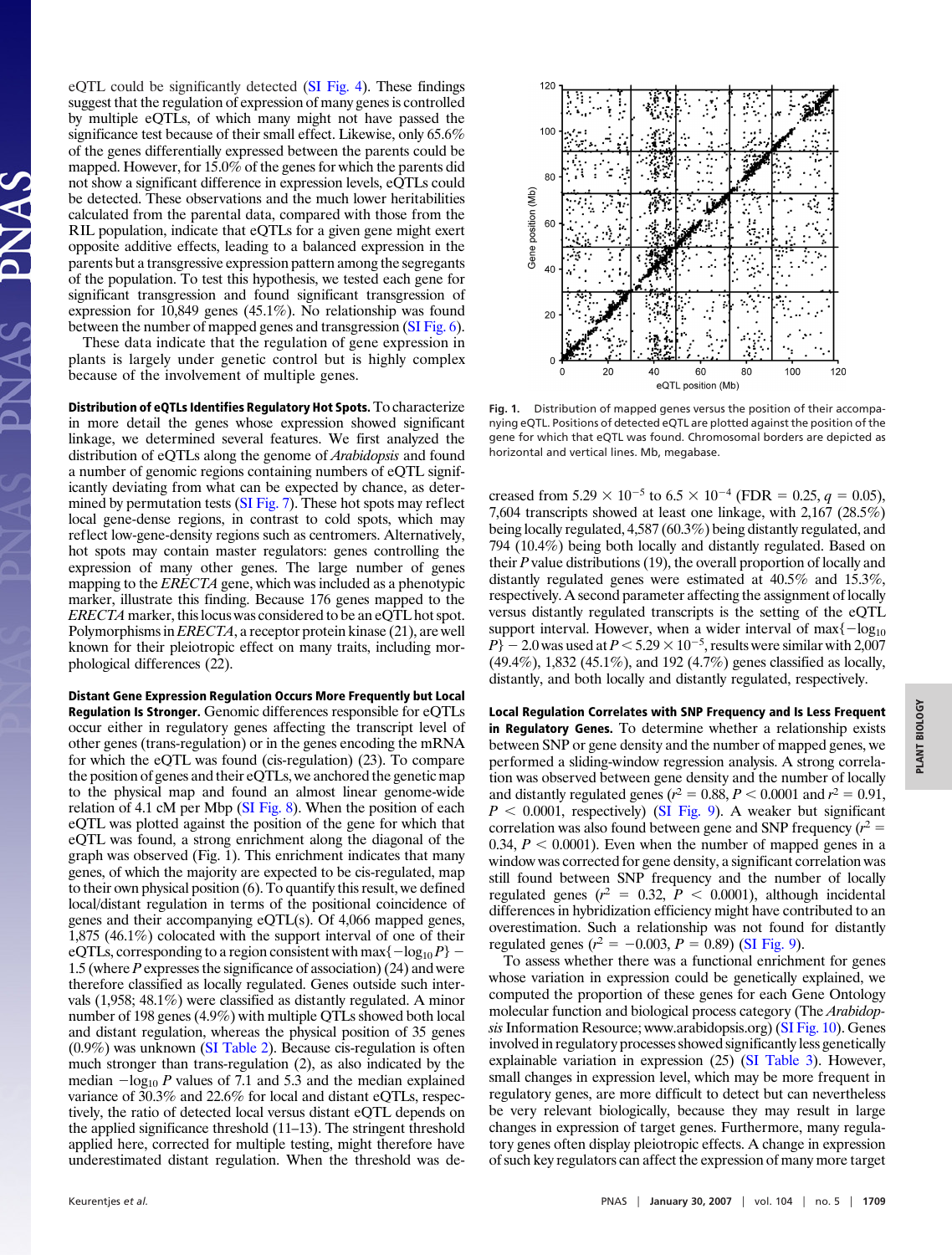eQTL could be significantly detected (SI Fig. 4). These findings suggest that the regulation of expression of many genes is controlled by multiple eQTLs, of which many might not have passed the significance test because of their small effect. Likewise, only 65.6% of the genes differentially expressed between the parents could be mapped. However, for 15.0% of the genes for which the parents did not show a significant difference in expression levels, eQTLs could be detected. These observations and the much lower heritabilities calculated from the parental data, compared with those from the RIL population, indicate that eQTLs for a given gene might exert opposite additive effects, leading to a balanced expression in the parents but a transgressive expression pattern among the segregants of the population. To test this hypothesis, we tested each gene for significant transgression and found significant transgression of expression for 10,849 genes (45.1%). No relationship was found between the number of mapped genes and transgression (SI Fig. 6).

These data indicate that the regulation of gene expression in plants is largely under genetic control but is highly complex because of the involvement of multiple genes.

**Distribution of eQTLs Identifies Regulatory Hot Spots.** To characterize in more detail the genes whose expression showed significant linkage, we determined several features. We first analyzed the distribution of eQTLs along the genome of *Arabidopsis* and found a number of genomic regions containing numbers of eQTL significantly deviating from what can be expected by chance, as determined by permutation tests (SI Fig. 7). These hot spots may reflect local gene-dense regions, in contrast to cold spots, which may reflect low-gene-density regions such as centromers. Alternatively, hot spots may contain master regulators: genes controlling the expression of many other genes. The large number of genes mapping to the *ERECTA* gene, which was included as a phenotypic marker, illustrate this finding. Because 176 genes mapped to the *ERECTA* marker, this locus was considered to be an eQTL hot spot. Polymorphisms in *ERECTA*, a receptor protein kinase (21), are well known for their pleiotropic effect on many traits, including morphological differences (22).

**Distant Gene Expression Regulation Occurs More Frequently but Local Regulation Is Stronger.** Genomic differences responsible for eQTLs occur either in regulatory genes affecting the transcript level of other genes (trans-regulation) or in the genes encoding the mRNA for which the eQTL was found (cis-regulation) (23). To compare the position of genes and their eQTLs, we anchored the genetic map to the physical map and found an almost linear genome-wide relation of 4.1 cM per Mbp (SI Fig. 8). When the position of each eQTL was plotted against the position of the gene for which that eQTL was found, a strong enrichment along the diagonal of the graph was observed (Fig. 1). This enrichment indicates that many genes, of which the majority are expected to be cis-regulated, map to their own physical position (6). To quantify this result, we defined local/distant regulation in terms of the positional coincidence of genes and their accompanying eQTL(s). Of 4,066 mapped genes, 1,875 (46.1%) colocated with the support interval of one of their eQTLs, corresponding to a region consistent with $\max\{-\log_{10} P\} - 1.5$ (where $P$ expresses the significance of association) (24) and were therefore classified as locally regulated. Genes outside such intervals (1,958; 48.1%) were classified as distantly regulated. A minor number of 198 genes (4.9%) with multiple QTLs showed both local and distant regulation, whereas the physical position of 35 genes (0.9%) was unknown (SI Table 2). Because cis-regulation is often much stronger than trans-regulation (2), as also indicated by the median $-\log_{10} P$ values of 7.1 and 5.3 and the median explained variance of 30.3% and 22.6% for local and distant eQTLs, respectively, the ratio of detected local versus distant eQTL depends on the applied significance threshold (11–13). The stringent threshold applied here, corrected for multiple testing, might therefore have underestimated distant regulation. When the threshold was decreased from $5.29 \times 10^{-5}$ to $6.5 \times 10^{-4}$ (FDR = 0.25, $q$ = 0.05), 7,604 transcripts showed at least one linkage, with 2,167 (28.5%) being locally regulated, 4,587 (60.3%) being distantly regulated, and 794 (10.4%) being both locally and distantly regulated. Based on their $P$ value distributions (19), the overall proportion of locally and distantly regulated genes were estimated at 40.5% and 15.3%, respectively. A second parameter affecting the assignment of locally versus distantly regulated transcripts is the setting of the eQTL support interval. However, when a wider interval of $\max\{-\log_{10} P\} - 2.0$ was used at $P < 5.29 \times 10^{-5}$, results were similar with 2,007 (49.4%), 1,832 (45.1%), and 192 (4.7%) genes classified as locally, distantly, and both locally and distantly regulated, respectively.

Fig. 1. Distribution of mapped genes versus the position of their accompanying eQTL. Positions of detected eQTL are plotted against the position of the gene for which that eQTL was found. Chromosomal borders are depicted as horizontal and vertical lines. Mb, megabase.

**Local Regulation Correlates with SNP Frequency and Is Less Frequent in Regulatory Genes.** To determine whether a relationship exists between SNP or gene density and the number of mapped genes, we performed a sliding-window regression analysis. A strong correlation was observed between gene density and the number of locally and distantly regulated genes ($r^2 = 0.88$, $P < 0.0001$ and $r^2 = 0.91$, $P < 0.0001$, respectively) (SI Fig. 9). A weaker but significant correlation was also found between gene and SNP frequency ($r^2 = 0.34$, $P < 0.0001$). Even when the number of mapped genes in a window was corrected for gene density, a significant correlation was still found between SNP frequency and the number of locally regulated genes ($r^2 = 0.32$, $P < 0.0001$), although incidental differences in hybridization efficiency might have contributed to an overestimation. Such a relationship was not found for distantly regulated genes ($r^2 = -0.003$, $P = 0.89$) (SI Fig. 9).

To assess whether there was a functional enrichment for genes whose variation in expression could be genetically explained, we computed the proportion of these genes for each Gene Ontology molecular function and biological process category (The *Arabidopsis* Information Resource; www.arabidopsis.org) (SI Fig. 10). Genes involved in regulatory processes showed significantly less genetically explainable variation in expression (25) (SI Table 3). However, small changes in expression level, which may be more frequent in regulatory genes, are more difficult to detect but can nevertheless be very relevant biologically, because they may result in large changes in expression of target genes. Furthermore, many regulatory genes often display pleiotropic effects. A change in expression of such key regulators can affect the expression of many more target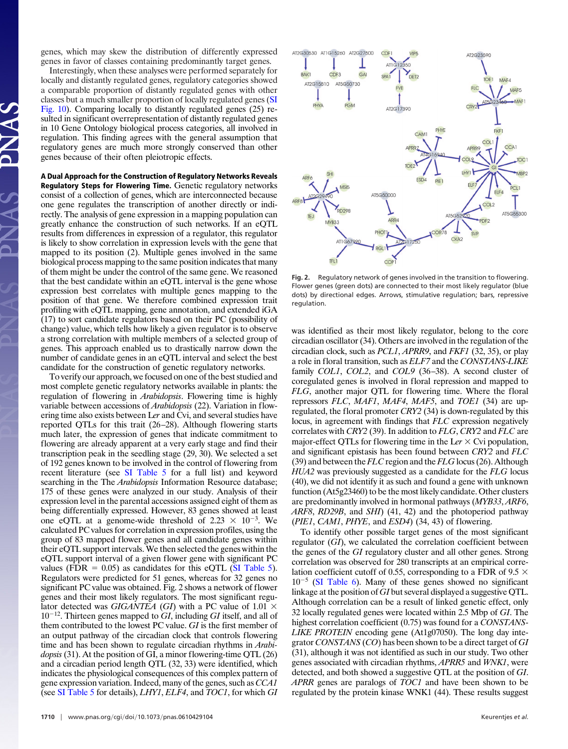genes, which may skew the distribution of differently expressed genes in favor of classes containing predominantly target genes.

Interestingly, when these analyses were performed separately for locally and distantly regulated genes, regulatory categories showed a comparable proportion of distantly regulated genes with other classes but a much smaller proportion of locally regulated genes (SI Fig. 10). Comparing locally to distantly regulated genes (25) resulted in significant overrepresentation of distantly regulated genes in 10 Gene Ontology biological process categories, all involved in regulation. This finding agrees with the general assumption that regulatory genes are much more strongly conserved than other genes because of their often pleiotropic effects.

**A Dual Approach for the Construction of Regulatory Networks Reveals Regulatory Steps for Flowering Time.** Genetic regulatory networks consist of a collection of genes, which are interconnected because one gene regulates the transcription of another directly or indirectly. The analysis of gene expression in a mapping population can greatly enhance the construction of such networks. If an eQTL results from differences in expression of a regulator, this regulator is likely to show correlation in expression levels with the gene that mapped to its position (2). Multiple genes involved in the same biological process mapping to the same position indicates that many of them might be under the control of the same gene. We reasoned that the best candidate within an eQTL interval is the gene whose expression best correlates with multiple genes mapping to the position of that gene. We therefore combined expression trait profiling with eQTL mapping, gene annotation, and extended iGA (17) to sort candidate regulators based on their PC (possibility of change) value, which tells how likely a given regulator is to observe a strong correlation with multiple members of a selected group of genes. This approach enabled us to drastically narrow down the number of candidate genes in an eQTL interval and select the best candidate for the construction of genetic regulatory networks.

To verify our approach, we focused on one of the best studied and most complete genetic regulatory networks available in plants: the regulation of flowering in *Arabidopsis*. Flowering time is highly variable between accessions of *Arabidopsis* (22). Variation in flowering time also exists between L*er* and Cvi, and several studies have reported QTLs for this trait (26–28). Although flowering starts much later, the expression of genes that indicate commitment to flowering are already apparent at a very early stage and find their transcription peak in the seedling stage (29, 30). We selected a set of 192 genes known to be involved in the control of flowering from recent literature (see SI Table 5 for a full list) and keyword searching in the The *Arabidopsis* Information Resource database; 175 of these genes were analyzed in our study. Analysis of their expression level in the parental accessions assigned eight of them as being differentially expressed. However, 83 genes showed at least one eQTL at a genome-wide threshold of $2.23 \times 10^{-3}$. We calculated PC values for correlation in expression profiles, using the group of 83 mapped flower genes and all candidate genes within their eQTL support intervals. We then selected the genes within the eQTL support interval of a given flower gene with significant PC values (FDR = 0.05) as candidates for this eQTL (SI Table 5). Regulators were predicted for 51 genes, whereas for 32 genes no significant PC value was obtained. Fig. 2 shows a network of flower genes and their most likely regulators. The most significant regulator detected was *GIGANTEA* (*GI*) with a PC value of $1.01 \times 10^{-12}$. Thirteen genes mapped to *GI*, including *GI* itself, and all of them contributed to the lowest PC value. *GI* is the first member of an output pathway of the circadian clock that controls flowering time and has been shown to regulate circadian rhythms in *Arabidopsis* (31). At the position of GI, a minor flowering-time QTL (26) and a circadian period length QTL (32, 33) were identified, which indicates the physiological consequences of this complex pattern of gene expression variation. Indeed, many of the genes, such as *CCA1* (see SI Table 5 for details), *LHY1*, *ELF4*, and *TOC1*, for which *GI* was identified as their most likely regulator, belong to the core circadian oscillator (34). Others are involved in the regulation of the circadian clock, such as *PCL1*, *APRR9*, and *FKF1* (32, 35), or play a role in floral transition, such as *ELF7* and the *CONSTANS-LIKE* family *COL1*, *COL2*, and *COL9* (36–38). A second cluster of coregulated genes is involved in floral repression and mapped to *FLG*, another major QTL for flowering time. Where the floral repressors *FLC*, *MAF1*, *MAF4*, *MAF5*, and *TOE1* (34) are upregulated, the floral promoter *CRY2* (34) is down-regulated by this locus, in agreement with findings that *FLC* expression negatively correlates with *CRY2* (39). In addition to *FLG*, *CRY2* and *FLC* are major-effect QTLs for flowering time in the L*er* × Cvi population, and significant epistasis has been found between *CRY2* and *FLC* (39) and between the *FLC* region and the *FLG* locus (26). Although *HUA2* was previously suggested as a candidate for the *FLG* locus (40), we did not identify it as such and found a gene with unknown function (At5g23460) to be the most likely candidate. Other clusters are predominantly involved in hormonal pathways (*MYB33*, *ARF6*, *ARF8*, *RD29B*, and *SHI*) (41, 42) and the photoperiod pathway (*PIE1*, *CAM1*, *PHYE*, and *ESD4*) (34, 43) of flowering.

To identify other possible target genes of the most significant regulator (*GI*), we calculated the correlation coefficient between the genes of the *GI* regulatory cluster and all other genes. Strong correlation was observed for 280 transcripts at an empirical correlation coefficient cutoff of 0.55, corresponding to a FDR of $9.5 \times 10^{-5}$ (SI Table 6). Many of these genes showed no significant linkage at the position of *GI* but several displayed a suggestive QTL. Although correlation can be a result of linked genetic effect, only 32 locally regulated genes were located within 2.5 Mbp of *GI*. The highest correlation coefficient (0.75) was found for a *CONSTANS-LIKE PROTEIN* encoding gene (At1g07050). The long day integrator *CONSTANS* (*CO*) has been shown to be a direct target of *GI* (31), although it was not identified as such in our study. Two other genes associated with circadian rhythms, *APRR5* and *WNK1*, were detected, and both showed a suggestive QTL at the position of *GI*. *APRR* genes are paralogs of *TOC1* and have been shown to be regulated by the protein kinase WNK1 (44). These results suggest

AT2G30530 AT1G15260 AT2G27500 CDF1 VIP5 AT2G23590
AT1G12350
BAK1 CDF3 GAI SPA1 DET2
AT2G15810 AT5G50730 FVE TOE1 MAF4
FLC MAF5
PHYA PGM AT2G17390 CRY2 AT5G23460 MAF1
FKF1
CAM1 PHYE
COL1 CCA1
APRR7 AT4G16940 APRR9
COL9 TOC1
TOE2 GI
ESD4 PIE1 LHY1 MBP2
ARF6 SHI ELF7
MSI5 ELF4 PCL1
AT2G29490
ARF8 AT5G50000 COL2
RD29B AT5G55300
TEJ AT5G62920
MYB33 ARR4 PDF2
PHOT1 COR78 SVP
AT1G67990 AT2G17250 CKA2
RGL1
TFL1 COP1

Fig. 2. Regulatory network of genes involved in the transition to flowering. Flower genes (green dots) are connected to their most likely regulator (blue dots) by directional edges. Arrows, stimulative regulation; bars, repressive regulation.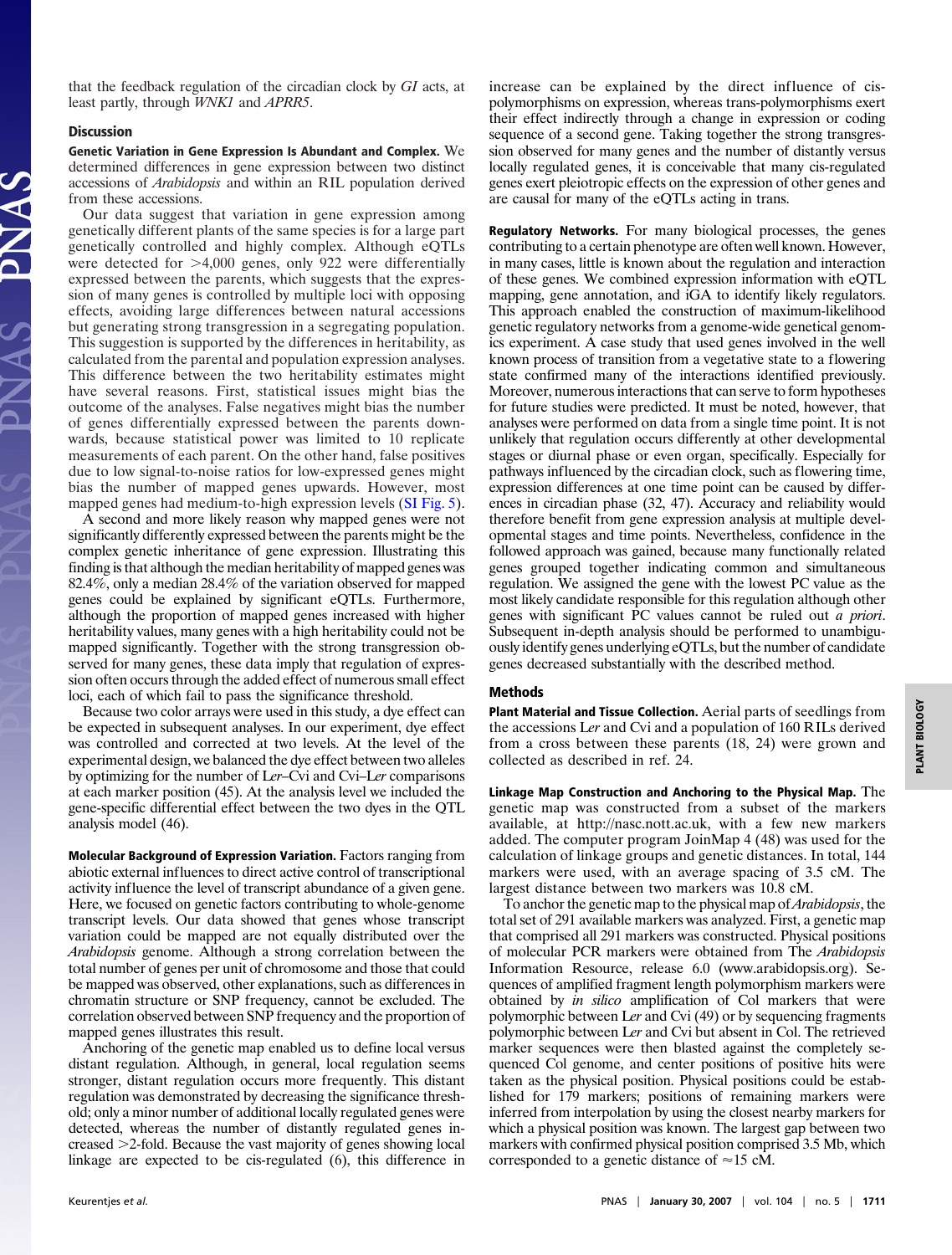that the feedback regulation of the circadian clock by *GI* acts, at least partly, through *WNK1* and *APRR5*.

## Discussion

**Genetic Variation in Gene Expression Is Abundant and Complex.** We determined differences in gene expression between two distinct accessions of *Arabidopsis* and within an RIL population derived from these accessions.

Our data suggest that variation in gene expression among genetically different plants of the same species is for a large part genetically controlled and highly complex. Although eQTLs were detected for >4,000 genes, only 922 were differentially expressed between the parents, which suggests that the expression of many genes is controlled by multiple loci with opposing effects, avoiding large differences between natural accessions but generating strong transgression in a segregating population. This suggestion is supported by the differences in heritability, as calculated from the parental and population expression analyses. This difference between the two heritability estimates might have several reasons. First, statistical issues might bias the outcome of the analyses. False negatives might bias the number of genes differentially expressed between the parents downwards, because statistical power was limited to 10 replicate measurements of each parent. On the other hand, false positives due to low signal-to-noise ratios for low-expressed genes might bias the number of mapped genes upwards. However, most mapped genes had medium-to-high expression levels (SI Fig. 5).

A second and more likely reason why mapped genes were not significantly differently expressed between the parents might be the complex genetic inheritance of gene expression. Illustrating this finding is that although the median heritability of mapped genes was 82.4%, only a median 28.4% of the variation observed for mapped genes could be explained by significant eQTLs. Furthermore, although the proportion of mapped genes increased with higher heritability values, many genes with a high heritability could not be mapped significantly. Together with the strong transgression observed for many genes, these data imply that regulation of expression often occurs through the added effect of numerous small effect loci, each of which fail to pass the significance threshold.

Because two color arrays were used in this study, a dye effect can be expected in subsequent analyses. In our experiment, dye effect was controlled and corrected at two levels. At the level of the experimental design, we balanced the dye effect between two alleles by optimizing for the number of L*er*–Cvi and Cvi–L*er* comparisons at each marker position (45). At the analysis level we included the gene-specific differential effect between the two dyes in the QTL analysis model (46).

**Molecular Background of Expression Variation.** Factors ranging from abiotic external influences to direct active control of transcriptional activity influence the level of transcript abundance of a given gene. Here, we focused on genetic factors contributing to whole-genome transcript levels. Our data showed that genes whose transcript variation could be mapped are not equally distributed over the *Arabidopsis* genome. Although a strong correlation between the total number of genes per unit of chromosome and those that could be mapped was observed, other explanations, such as differences in chromatin structure or SNP frequency, cannot be excluded. The correlation observed between SNP frequency and the proportion of mapped genes illustrates this result.

Anchoring of the genetic map enabled us to define local versus distant regulation. Although, in general, local regulation seems stronger, distant regulation occurs more frequently. This distant regulation was demonstrated by decreasing the significance threshold; only a minor number of additional locally regulated genes were detected, whereas the number of distantly regulated genes increased >2-fold. Because the vast majority of genes showing local linkage are expected to be cis-regulated (6), this difference in increase can be explained by the direct influence of cis-polymorphisms on expression, whereas trans-polymorphisms exert their effect indirectly through a change in expression or coding sequence of a second gene. Taking together the strong transgression observed for many genes and the number of distantly versus locally regulated genes, it is conceivable that many cis-regulated genes exert pleiotropic effects on the expression of other genes and are causal for many of the eQTLs acting in trans.

**Regulatory Networks.** For many biological processes, the genes contributing to a certain phenotype are often well known. However, in many cases, little is known about the regulation and interaction of these genes. We combined expression information with eQTL mapping, gene annotation, and iGA to identify likely regulators. This approach enabled the construction of maximum-likelihood genetic regulatory networks from a genome-wide genetical genomics experiment. A case study that used genes involved in the well known process of transition from a vegetative state to a flowering state confirmed many of the interactions identified previously. Moreover, numerous interactions that can serve to form hypotheses for future studies were predicted. It must be noted, however, that analyses were performed on data from a single time point. It is not unlikely that regulation occurs differently at other developmental stages or diurnal phase or even organ, specifically. Especially for pathways influenced by the circadian clock, such as flowering time, expression differences at one time point can be caused by differences in circadian phase (32, 47). Accuracy and reliability would therefore benefit from gene expression analysis at multiple developmental stages and time points. Nevertheless, confidence in the followed approach was gained, because many functionally related genes grouped together indicating common and simultaneous regulation. We assigned the gene with the lowest PC value as the most likely candidate responsible for this regulation although other genes with significant PC values cannot be ruled out *a priori*. Subsequent in-depth analysis should be performed to unambiguously identify genes underlying eQTLs, but the number of candidate genes decreased substantially with the described method.

## Methods

**Plant Material and Tissue Collection.** Aerial parts of seedlings from the accessions L*er* and Cvi and a population of 160 RILs derived from a cross between these parents (18, 24) were grown and collected as described in ref. 24.

**Linkage Map Construction and Anchoring to the Physical Map.** The genetic map was constructed from a subset of the markers available, at http://nasc.nott.ac.uk, with a few new markers added. The computer program JoinMap 4 (48) was used for the calculation of linkage groups and genetic distances. In total, 144 markers were used, with an average spacing of 3.5 cM. The largest distance between two markers was 10.8 cM.

To anchor the genetic map to the physical map of *Arabidopsis*, the total set of 291 available markers was analyzed. First, a genetic map that comprised all 291 markers was constructed. Physical positions of molecular PCR markers were obtained from The *Arabidopsis* Information Resource, release 6.0 (www.arabidopsis.org). Sequences of amplified fragment length polymorphism markers were obtained by *in silico* amplification of Col markers that were polymorphic between L*er* and Cvi (49) or by sequencing fragments polymorphic between L*er* and Cvi but absent in Col. The retrieved marker sequences were then blasted against the completely sequenced Col genome, and center positions of positive hits were taken as the physical position. Physical positions could be established for 179 markers; positions of remaining markers were inferred from interpolation by using the closest nearby markers for which a physical position was known. The largest gap between two markers with confirmed physical position comprised 3.5 Mb, which corresponded to a genetic distance of ≈15 cM.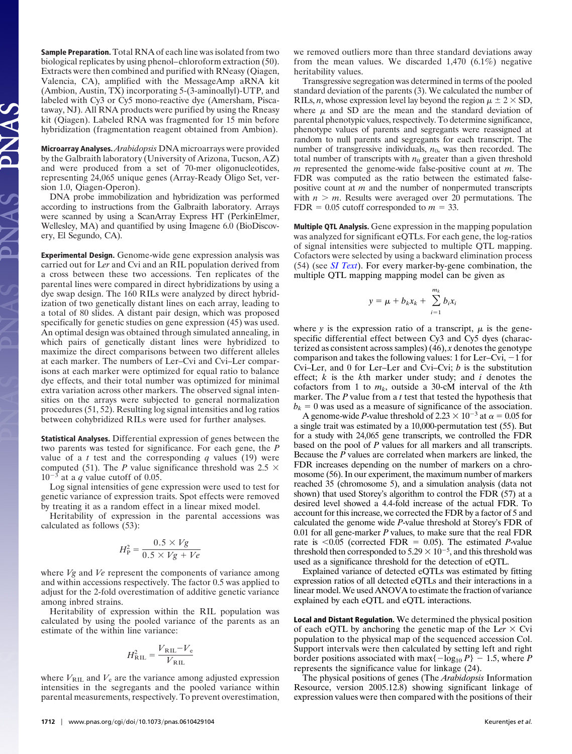**Sample Preparation.** Total RNA of each line was isolated from two biological replicates by using phenol–chloroform extraction (50). Extracts were then combined and purified with RNeasy (Qiagen, Valencia, CA), amplified with the MessageAmp aRNA kit (Ambion, Austin, TX) incorporating 5-(3-aminoallyl)-UTP, and labeled with Cy3 or Cy5 mono-reactive dye (Amersham, Piscataway, NJ). All RNA products were purified by using the Rneasy kit (Qiagen). Labeled RNA was fragmented for 15 min before hybridization (fragmentation reagent obtained from Ambion).

**Microarray Analyses.** *Arabidopsis* DNA microarrays were provided by the Galbraith laboratory (University of Arizona, Tucson, AZ) and were produced from a set of 70-mer oligonucleotides, representing 24,065 unique genes (Array-Ready Oligo Set, version 1.0, Qiagen-Operon).

DNA probe immobilization and hybridization was performed according to instructions from the Galbraith laboratory. Arrays were scanned by using a ScanArray Express HT (PerkinElmer, Wellesley, MA) and quantified by using Imagene 6.0 (BioDiscovery, El Segundo, CA).

**Experimental Design.** Genome-wide gene expression analysis was carried out for L*er* and Cvi and an RIL population derived from a cross between these two accessions. Ten replicates of the parental lines were compared in direct hybridizations by using a dye swap design. The 160 RILs were analyzed by direct hybridization of two genetically distant lines on each array, leading to a total of 80 slides. A distant pair design, which was proposed specifically for genetic studies on gene expression (45) was used. An optimal design was obtained through simulated annealing, in which pairs of genetically distant lines were hybridized to maximize the direct comparisons between two different alleles at each marker. The numbers of Ler–Cvi and Cvi–Ler comparisons at each marker were optimized for equal ratio to balance dye effects, and their total number was optimized for minimal extra variation across other markers. The observed signal intensities on the arrays were subjected to general normalization procedures (51, 52). Resulting log signal intensities and log ratios between cohybridized RILs were used for further analyses.

**Statistical Analyses.** Differential expression of genes between the two parents was tested for significance. For each gene, the *P* value of a *t* test and the corresponding *q* values (19) were computed (51). The *P* value significance threshold was $2.5 \times 10^{-3}$ at a *q* value cutoff of 0.05.

Log signal intensities of gene expression were used to test for genetic variance of expression traits. Spot effects were removed by treating it as a random effect in a linear mixed model.

Heritability of expression in the parental accessions was calculated as follows (53):

$$H_{\mathrm{P}}^{2} = \frac{0.5 \times Vg}{0.5 \times Vg + Ve}$$

where $Vg$ and $Ve$ represent the components of variance among and within accessions respectively. The factor 0.5 was applied to adjust for the 2-fold overestimation of additive genetic variance among inbred strains.

Heritability of expression within the RIL population was calculated by using the pooled variance of the parents as an estimate of the within line variance:

$$H_{\mathrm{RIL}}^{2} = \frac{V_{\mathrm{RIL}} - V_{\mathrm{e}}}{V_{\mathrm{RIL}}}$$

where $V_{\mathrm{RIL}}$ and $V_{\mathrm{e}}$ are the variance among adjusted expression intensities in the segregants and the pooled variance within parental measurements, respectively. To prevent overestimation, we removed outliers more than three standard deviations away from the mean values. We discarded 1,470 (6.1%) negative heritability values.

Transgressive segregation was determined in terms of the pooled standard deviation of the parents (3). We calculated the number of RILs, $n$, whose expression level lay beyond the region $\mu \pm 2 \times \mathrm{SD}$, where $\mu$ and SD are the mean and the standard deviation of parental phenotypic values, respectively. To determine significance, phenotype values of parents and segregants were reassigned at random to null parents and segregants for each transcript. The number of transgressive individuals, $n_0$, was then recorded. The total number of transcripts with $n_0$ greater than a given threshold $m$ represented the genome-wide false-positive count at $m$. The FDR was computed as the ratio between the estimated false-positive count at $m$ and the number of nonpermuted transcripts with $n > m$. Results were averaged over 20 permutations. The FDR = 0.05 cutoff corresponded to $m = 33$.

**Multiple QTL Analysis.** Gene expression in the mapping population was analyzed for significant eQTLs. For each gene, the log-ratios of signal intensities were subjected to multiple QTL mapping. Cofactors were selected by using a backward elimination process (54) (see *SI Text*). For every marker-by-gene combination, the multiple QTL mapping mapping model can be given as

$$y = \mu + b_k x_k + \sum_{i=1}^{m_k} b_i x_i$$

where $y$ is the expression ratio of a transcript, $\mu$ is the gene-specific differential effect between Cy3 and Cy5 dyes (characterized as consistent across samples) (46), $x$ denotes the genotype comparison and takes the following values: 1 for Ler–Cvi, −1 for Cvi–Ler, and 0 for Ler–Ler and Cvi–Cvi; $b$ is the substitution effect; $k$ is the $k$th marker under study; and $i$ denotes the cofactors from 1 to $m_k$, outside a 30-cM interval of the $k$th marker. The *P* value from a *t* test that tested the hypothesis that $b_k = 0$ was used as a measure of significance of the association.

A genome-wide *P*-value threshold of $2.23 \times 10^{-3}$ at $\alpha = 0.05$ for a single trait was estimated by a 10,000-permutation test (55). But for a study with 24,065 gene transcripts, we controlled the FDR based on the pool of *P* values for all markers and all transcripts. Because the *P* values are correlated when markers are linked, the FDR increases depending on the number of markers on a chromosome (56). In our experiment, the maximum number of markers reached 35 (chromosome 5), and a simulation analysis (data not shown) that used Storey's algorithm to control the FDR (57) at a desired level showed a 4.4-fold increase of the actual FDR. To account for this increase, we corrected the FDR by a factor of 5 and calculated the genome wide *P*-value threshold at Storey's FDR of 0.01 for all gene-marker *P* values, to make sure that the real FDR rate is <0.05 (corrected FDR = 0.05). The estimated *P*-value threshold then corresponded to $5.29 \times 10^{-5}$, and this threshold was used as a significance threshold for the detection of eQTL.

Explained variance of detected eQTLs was estimated by fitting expression ratios of all detected eQTLs and their interactions in a linear model. We used ANOVA to estimate the fraction of variance explained by each eQTL and eQTL interactions.

**Local and Distant Regulation.** We determined the physical position of each eQTL by anchoring the genetic map of the L*er* × Cvi population to the physical map of the sequenced accession Col. Support intervals were then calculated by setting left and right border positions associated with $\max\{-\log_{10} P\} - 1.5$, where $P$ represents the significance value for linkage (24).

The physical positions of genes (The *Arabidopsis* Information Resource, version 2005.12.8) showing significant linkage of expression values were then compared with the positions of their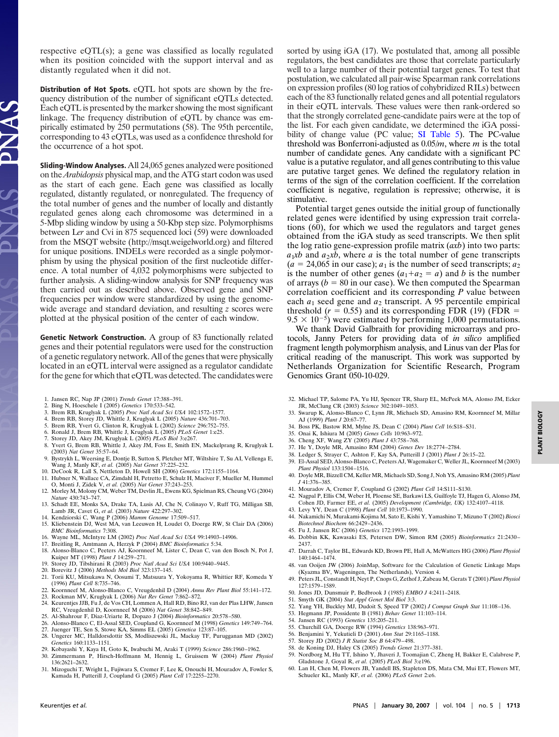respective eQTL(s); a gene was classified as locally regulated when its position coincided with the support interval and as distantly regulated when it did not.

**Distribution of Hot Spots.** eQTL hot spots are shown by the frequency distribution of the number of significant eQTLs detected. Each eQTL is presented by the marker showing the most significant linkage. The frequency distribution of eQTL by chance was empirically estimated by 250 permutations (58). The 95th percentile, corresponding to 43 eQTLs, was used as a confidence threshold for the occurrence of a hot spot.

**Sliding-Window Analyses.** All 24,065 genes analyzed were positioned on the *Arabidopsis* physical map, and the ATG start codon was used as the start of each gene. Each gene was classified as locally regulated, distantly regulated, or nonregulated. The frequency of the total number of genes and the number of locally and distantly regulated genes along each chromosome was determined in a 5-Mbp sliding window by using a 50-Kbp step size. Polymorphisms between L*er* and Cvi in 875 sequenced loci (59) were downloaded from the MSQT website (http://msqt.weigelworld.org) and filtered for unique positions. INDELs were recorded as a single polymorphism by using the physical position of the first nucleotide difference. A total number of 4,032 polymorphisms were subjected to further analysis. A sliding-window analysis for SNP frequency was then carried out as described above. Observed gene and SNP frequencies per window were standardized by using the genome-wide average and standard deviation, and resulting *z* scores were plotted at the physical position of the center of each window.

**Genetic Network Construction.** A group of 83 functionally related genes and their potential regulators were used for the construction of a genetic regulatory network. All of the genes that were physically located in an eQTL interval were assigned as a regulator candidate for the gene for which that eQTL was detected. The candidates were sorted by using iGA (17). We postulated that, among all possible regulators, the best candidates are those that correlate particularly well to a large number of their potential target genes. To test that postulation, we calculated all pair-wise Spearman rank correlations on expression profiles (80 log ratios of cohybridized RILs) between each of the 83 functionally related genes and all potential regulators in their eQTL intervals. These values were then rank-ordered so that the strongly correlated gene-candidate pairs were at the top of the list. For each given candidate, we determined the iGA possibility of change value (PC value; SI Table 5). The PC-value threshold was Bonferroni-adjusted as $0.05/m$, where $m$ is the total number of candidate genes. Any candidate with a significant PC value is a putative regulator, and all genes contributing to this value are putative target genes. We defined the regulatory relation in terms of the sign of the correlation coefficient. If the correlation coefficient is negative, regulation is repressive; otherwise, it is stimulative.

Potential target genes outside the initial group of functionally related genes were identified by using expression trait correlations (60), for which we used the regulators and target genes obtained from the iGA study as seed transcripts. We then split the log ratio gene-expression profile matrix ($axb$) into two parts: $a_1xb$ and $a_2xb$, where $a$ is the total number of gene transcripts ($a$ = 24,065 in our case); $a_1$ is the number of seed transcripts; $a_2$ is the number of other genes ($a_1 + a_2 = a$) and $b$ is the number of arrays ($b$ = 80 in our case). We then computed the Spearman correlation coefficient and its corresponding $P$ value between each $a_1$ seed gene and $a_2$ transcript. A 95 percentile empirical threshold ($r$ = 0.55) and its corresponding FDR (19) (FDR = $9.5 \times 10^{-5}$) were estimated by performing 1,000 permutations.

We thank David Galbraith for providing microarrays and protocols, Janny Peters for providing data of *in silico* amplified fragment length polymorphism analysis, and Linus van der Plas for critical reading of the manuscript. This work was supported by Netherlands Organization for Scientific Research, Program Genomics Grant 050-10-029.

1. Jansen RC, Nap JP (2001) *Trends Genet* 17:388–391.
2. Bing N, Hoeschele I (2005) *Genetics* 170:533–542.
3. Brem RB, Kruglyak L (2005) *Proc Natl Acad Sci USA* 102:1572–1577.
4. Brem RB, Storey JD, Whittle J, Kruglyak L (2005) *Nature* 436:701–703.
5. Brem RB, Yvert G, Clinton R, Kruglyak L (2002) *Science* 296:752–755.
6. Ronald J, Brem RB, Whittle J, Kruglyak L (2005) *PLoS Genet* 1:e25.
7. Storey JD, Akey JM, Kruglyak L (2005) *PLoS Biol* 3:e267.
8. Yvert G, Brem RB, Whittle J, Akey JM, Foss E, Smith EN, Mackelprang R, Kruglyak L (2003) *Nat Genet* 35:57–64.
9. Bystrykh L, Weersing E, Dontje B, Sutton S, Pletcher MT, Wiltshire T, Su AI, Vellenga E, Wang J, Manly KF, *et al.* (2005) *Nat Genet* 37:225–232.
10. DeCook R, Lall S, Nettleton D, Howell SH (2006) *Genetics* 172:1155–1164.
11. Hubner N, Wallace CA, Zimdahl H, Petretto E, Schulz H, Maciver F, Mueller M, Hummel O, Monti J, Zidek V, *et al.* (2005) *Nat Genet* 37:243–253.
12. Morley M, Molony CM, Weber TM, Devlin JL, Ewens KG, Spielman RS, Cheung VG (2004) *Nature* 430:743–747.
13. Schadt EE, Monks SA, Drake TA, Lusis AJ, Che N, Colinayo V, Ruff TG, Milligan SB, Lamb JR, Cavet G, *et al.* (2003) *Nature* 422:297–302.
14. Kendziorski C, Wang P (2006) *Mamm Genome* 17:509–517.
15. Kliebenstein DJ, West MA, van Leeuwen H, Loudet O, Doerge RW, St Clair DA (2006) *BMC Bioinformatics* 7:308.
16. Wayne ML, McIntyre LM (2002) *Proc Natl Acad Sci USA* 99:14903–14906.
17. Breitling R, Amtmann A, Herzyk P (2004) *BMC Bioinformatics* 5:34.
18. Alonso-Blanco C, Peeters AJ, Koornneef M, Lister C, Dean C, van den Bosch N, Pot J, Kuiper MT (1998) *Plant J* 14:259–271.
19. Storey JD, Tibshirani R (2003) *Proc Natl Acad Sci USA* 100:9440–9445.
20. Borevitz J (2006) *Methods Mol Biol* 323:137–145.
21. Torii KU, Mitsukawa N, Oosumi T, Matsuura Y, Yokoyama R, Whittier RF, Komeda Y (1996) *Plant Cell* 8:735–746.
22. Koornneef M, Alonso-Blanco C, Vreugdenhil D (2004) *Annu Rev Plant Biol* 55:141–172.
23. Rockman MV, Kruglyak L (2006) *Nat Rev Genet* 7:862–872.
24. Keurentjes JJB, Fu J, de Vos CH, Lommen A, Hall RD, Bino RJ, van der Plas LHW, Jansen RC, Vreugdenhil D, Koornneef M (2006) *Nat Genet* 38:842–849.
25. Al-Shahrour F, Diaz-Uriarte R, Dopazo J (2004) *Bioinformatics* 20:578–580.
26. Alonso-Blanco C, El-Assal SED, Coupland G, Koornneef M (1998) *Genetics* 149:749–764.
27. Juenger TE, Sen S, Stowe KA, Simms EL (2005) *Genetica* 123:87–105.
28. Ungerer MC, Halldorsdottir SS, Modliszewski JL, Mackay TF, Purugganan MD (2002) *Genetics* 160:1133–1151.
29. Kobayashi Y, Kaya H, Goto K, Iwabuchi M, Araki T (1999) *Science* 286:1960–1962.
30. Zimmermann P, Hirsch-Hoffmann M, Hennig L, Gruissem W (2004) *Plant Physiol* 136:2621–2632.
31. Mizoguchi T, Wright L, Fujiwara S, Cremer F, Lee K, Onouchi H, Mouradov A, Fowler S, Kamada H, Putterill J, Coupland G (2005) *Plant Cell* 17:2255–2270.
32. Michael TP, Salome PA, Yu HJ, Spencer TR, Sharp EL, McPeek MA, Alonso JM, Ecker JR, McClung CR (2003) *Science* 302:1049–1053.
33. Swarup K, Alonso-Blanco C, Lynn JR, Michaels SD, Amasino RM, Koornneef M, Millar AJ (1999) *Plant J* 20:67–77.
34. Boss PK, Bastow RM, Mylne JS, Dean C (2004) *Plant Cell* 16:S18–S31.
35. Onai K, Ishiura M (2005) *Genes Cells* 10:963–972.
36. Cheng XF, Wang ZY (2005) *Plant J* 43:758–768.
37. He Y, Doyle MR, Amasino RM (2004) *Genes Dev* 18:2774–2784.
38. Ledger S, Strayer C, Ashton F, Kay SA, Putterill J (2001) *Plant J* 26:15–22.
39. El-Assal SED, Alonso-Blanco C, Peeters AJ, Wagemaker C, Weller JL, Koornneef M (2003) *Plant Physiol* 133:1504–1516.
40. Doyle MR, Bizzell CM, Keller MR, Michaels SD, Song J, Noh YS, Amasino RM (2005) *Plant J* 41:376–385.
41. Mouradov A, Cremer F, Coupland G (2002) *Plant Cell* 14:S111–S130.
42. Nagpal P, Ellis CM, Weber H, Ploense SE, Barkawi LS, Guilfoyle TJ, Hagen G, Alonso JM, Cohen JD, Farmer EE, *et al.* (2005) *Development (Cambridge, UK)* 132:4107–4118.
43. Levy YY, Dean C (1998) *Plant Cell* 10:1973–1990.
44. Nakamichi N, Murakami-Kojima M, Sato E, Kishi Y, Yamashino T, Mizuno T (2002) *Biosci Biotechnol Biochem* 66:2429–2436.
45. Fu J, Jansen RC (2006) *Genetics* 172:1993–1999.
46. Dobbin KK, Kawasaki ES, Petersen DW, Simon RM (2005) *Bioinformatics* 21:2430–2437.
47. Darrah C, Taylor BL, Edwards KD, Brown PE, Hall A, McWatters HG (2006) *Plant Physiol* 140:1464–1474.
48. van Ooijen JW (2006) JoinMap, Software for the Calculation of Genetic Linkage Maps (Kyazma BV, Wageningen, The Netherlands), Version 4.
49. Peters JL, Constandt H, Neyt P, Cnops G, Zethof J, Zabeau M, Gerats T (2001) *Plant Physiol* 127:1579–1589.
50. Jones JD, Dunsmuir P, Bedbrook J (1985) *EMBO J* 4:2411–2418.
51. Smyth GK (2004) *Stat Appl Genet Mol Biol* 3:3.
52. Yang YH, Buckley MJ, Dudoit S, Speed TP (2002) *J Comput Graph Stat* 11:108–136.
53. Hegmann JP, Possidente B (1981) *Behav Genet* 11:103–114.
54. Jansen RC (1993) *Genetics* 135:205–211.
55. Churchill GA, Doerge RW (1994) *Genetics* 138:963–971.
56. Benjamini Y, Yekutieli D (2001) *Ann Stat* 29:1165–1188.
57. Storey JD (2002) *J R Statist Soc B* 64:479–498.
58. de Koning DJ, Haley CS (2005) *Trends Genet* 21:377–381.
59. Nordborg M, Hu TT, Ishino Y, Jhaveri J, Toomajian C, Zheng H, Bakker E, Calabrese P, Gladstone J, Goyal R, *et al.* (2005) *PLoS Biol* 3:e196.
60. Lan H, Chen M, Flowers JB, Yandell BS, Stapleton DS, Mata CM, Mui ET, Flowers MT, Schueler KL, Manly KF, *et al.* (2006) *PLoS Genet* 2:e6.